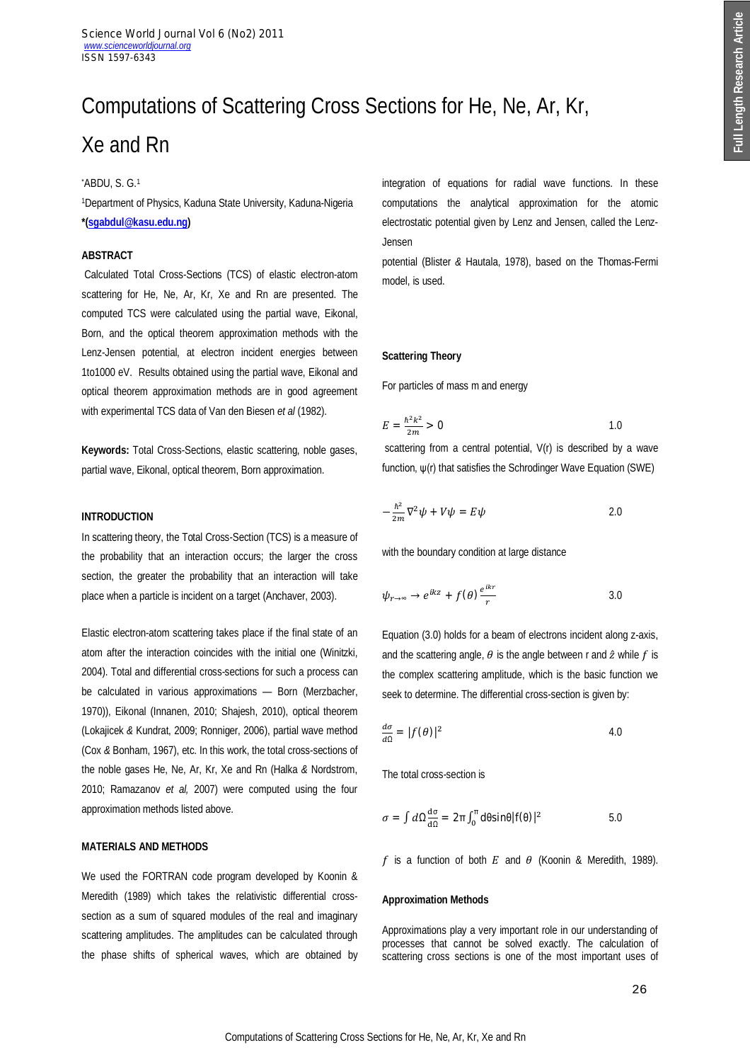# Computations of Scattering Cross Sections for He, Ne, Ar, Kr, Xe and Rn

*ABDU, S. G.[1]

[1]Department of Physics, Kaduna State University, Kaduna-Nigeria

**\*(sgabdul@kasu.edu.ng)**

## ABSTRACT

Calculated Total Cross-Sections (TCS) of elastic electron-atom scattering for He, Ne, Ar, Kr, Xe and Rn are presented. The computed TCS were calculated using the partial wave, Eikonal, Born, and the optical theorem approximation methods with the Lenz-Jensen potential, at electron incident energies between 1to1000 eV. Results obtained using the partial wave, Eikonal and optical theorem approximation methods are in good agreement with experimental TCS data of Van den Biesen *et al* (1982).

**Keywords:** Total Cross-Sections, elastic scattering, noble gases, partial wave, Eikonal, optical theorem, Born approximation.

## INTRODUCTION

In scattering theory, the Total Cross-Section (TCS) is a measure of the probability that an interaction occurs; the larger the cross section, the greater the probability that an interaction will take place when a particle is incident on a target (Anchaver, 2003).

Elastic electron-atom scattering takes place if the final state of an atom after the interaction coincides with the initial one (Winitzki, 2004). Total and differential cross-sections for such a process can be calculated in various approximations — Born (Merzbacher, 1970)), Eikonal (Innanen, 2010; Shajesh, 2010), optical theorem (Lokajicek & Kundrat, 2009; Ronniger, 2006), partial wave method (Cox & Bonham, 1967), etc. In this work, the total cross-sections of the noble gases He, Ne, Ar, Kr, Xe and Rn (Halka & Nordstrom, 2010; Ramazanov *et al,* 2007) were computed using the four approximation methods listed above.

## MATERIALS AND METHODS

We used the FORTRAN code program developed by Koonin & Meredith (1989) which takes the relativistic differential cross-section as a sum of squared modules of the real and imaginary scattering amplitudes. The amplitudes can be calculated through the phase shifts of spherical waves, which are obtained by integration of equations for radial wave functions. In these computations the analytical approximation for the atomic electrostatic potential given by Lenz and Jensen, called the Lenz-Jensen potential (Blister & Hautala, 1978), based on the Thomas-Fermi model, is used.

### Scattering Theory

For particles of mass m and energy

$$E = \frac{\hbar^2 k^2}{2m} > 0 \qquad 1.0$$

scattering from a central potential, V(r) is described by a wave function, ψ(r) that satisfies the Schrodinger Wave Equation (SWE)

$$-\frac{\hbar^2}{2m}\nabla^2\psi + V\psi = E\psi \qquad 2.0$$

with the boundary condition at large distance

$$\psi_{r\to\infty} \to e^{ikz} + f(\theta)\frac{e^{ikr}}{r} \qquad 3.0$$

Equation (3.0) holds for a beam of electrons incident along z-axis, and the scattering angle, $\theta$ is the angle between r and $\hat{z}$ while $f$ is the complex scattering amplitude, which is the basic function we seek to determine. The differential cross-section is given by:

$$\frac{d\sigma}{d\Omega} = |f(\theta)|^2 \qquad 4.0$$

The total cross-section is

$$\sigma = \int d\Omega \frac{d\sigma}{d\Omega} = 2\pi\int_0^{\pi} d\theta \sin\theta |f(\theta)|^2 \qquad 5.0$$

$f$ is a function of both $E$ and $\theta$ (Koonin & Meredith, 1989).

### Approximation Methods

Approximations play a very important role in our understanding of processes that cannot be solved exactly. The calculation of scattering cross sections is one of the most important uses of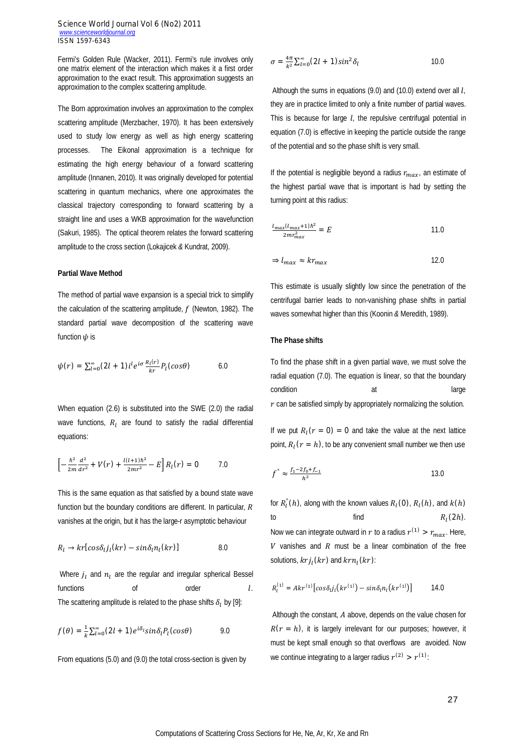Fermi's Golden Rule (Wacker, 2011). Fermi's rule involves only one matrix element of the interaction which makes it a first order approximation to the exact result. This approximation suggests an approximation to the complex scattering amplitude.

The Born approximation involves an approximation to the complex scattering amplitude (Merzbacher, 1970). It has been extensively used to study low energy as well as high energy scattering processes. The Eikonal approximation is a technique for estimating the high energy behaviour of a forward scattering amplitude (Innanen, 2010). It was originally developed for potential scattering in quantum mechanics, where one approximates the classical trajectory corresponding to forward scattering by a straight line and uses a WKB approximation for the wavefunction (Sakuri, 1985). The optical theorem relates the forward scattering amplitude to the cross section (Lokajicek *&* Kundrat, 2009).

**Partial Wave Method**

The method of partial wave expansion is a special trick to simplify the calculation of the scattering amplitude, $f$ (Newton, 1982). The standard partial wave decomposition of the scattering wave function $\psi$ is

$$\psi(r) = \sum_{l=0}^{\infty}(2l+1)i^l e^{i\sigma}\frac{R_l(r)}{kr}P_l(\cos\theta) \qquad 6.0$$

When equation (2.6) is substituted into the SWE (2.0) the radial wave functions, $R_l$ are found to satisfy the radial differential equations:

$$\left[-\frac{\hbar^2}{2m}\frac{d^2}{dr^2} + V(r) + \frac{l(l+1)\hbar^2}{2mr^2} - E\right]R_l(r) = 0 \qquad 7.0$$

This is the same equation as that satisfied by a bound state wave function but the boundary conditions are different. In particular, $R$ vanishes at the origin, but it has the large-r asymptotic behaviour

$$R_l \to kr[\cos\delta_l j_l(kr) - \sin\delta_l n_l(kr)] \qquad 8.0$$

Where $j_l$ and $n_l$ are the regular and irregular spherical Bessel functions of order $l$. The scattering amplitude is related to the phase shifts $\delta_l$ by [9]:

$$f(\theta) = \frac{1}{k}\sum_{l=0}^{\infty}(2l+1)e^{i\delta_l}\sin\delta_l P_l(\cos\theta) \qquad 9.0$$

From equations (5.0) and (9.0) the total cross-section is given by

$$\sigma = \frac{4\pi}{k^2}\sum_{l=0}^{\infty}(2l+1)\sin^2\delta_l \qquad 10.0$$

Although the sums in equations (9.0) and (10.0) extend over all $l$, they are in practice limited to only a finite number of partial waves. This is because for large $l$, the repulsive centrifugal potential in equation (7.0) is effective in keeping the particle outside the range of the potential and so the phase shift is very small.

If the potential is negligible beyond a radius $r_{max}$, an estimate of the highest partial wave that is important is had by setting the turning point at this radius:

$$\frac{l_{max}(l_{max}+1)\hbar^2}{2mr_{max}^2} = E \qquad 11.0$$

$$\Rightarrow l_{max} \approx kr_{max} \qquad 12.0$$

This estimate is usually slightly low since the penetration of the centrifugal barrier leads to non-vanishing phase shifts in partial waves somewhat higher than this (Koonin *&* Meredith, 1989).

**The Phase shifts**

To find the phase shift in a given partial wave, we must solve the radial equation (7.0). The equation is linear, so that the boundary condition at large $r$ can be satisfied simply by appropriately normalizing the solution.

If we put $R_l(r=0) = 0$ and take the value at the next lattice point, $R_l(r=h)$, to be any convenient small number we then use

$$f'' \approx \frac{f_1 - 2f_0 + f_{-1}}{h^2} \qquad 13.0$$

for $R_l''(h)$, along with the known values $R_l(0)$, $R_l(h)$, and $k(h)$ to find $R_l(2h)$. Now we can integrate outward in $r$ to a radius $r^{(1)} > r_{max}$. Here, $V$ vanishes and $R$ must be a linear combination of the free solutions, $krj_l(kr)$ and $krn_l(kr)$:

$$R_l^{(1)} = Akr^{(1)}[\cos\delta_l j_l(kr^{(1)}) - \sin\delta_l n_l(kr^{(1)})] \qquad 14.0$$

Although the constant, $A$ above, depends on the value chosen for $R(r=h)$, it is largely irrelevant for our purposes; however, it must be kept small enough so that overflows are avoided. Now we continue integrating to a larger radius $r^{(2)} > r^{(1)}$: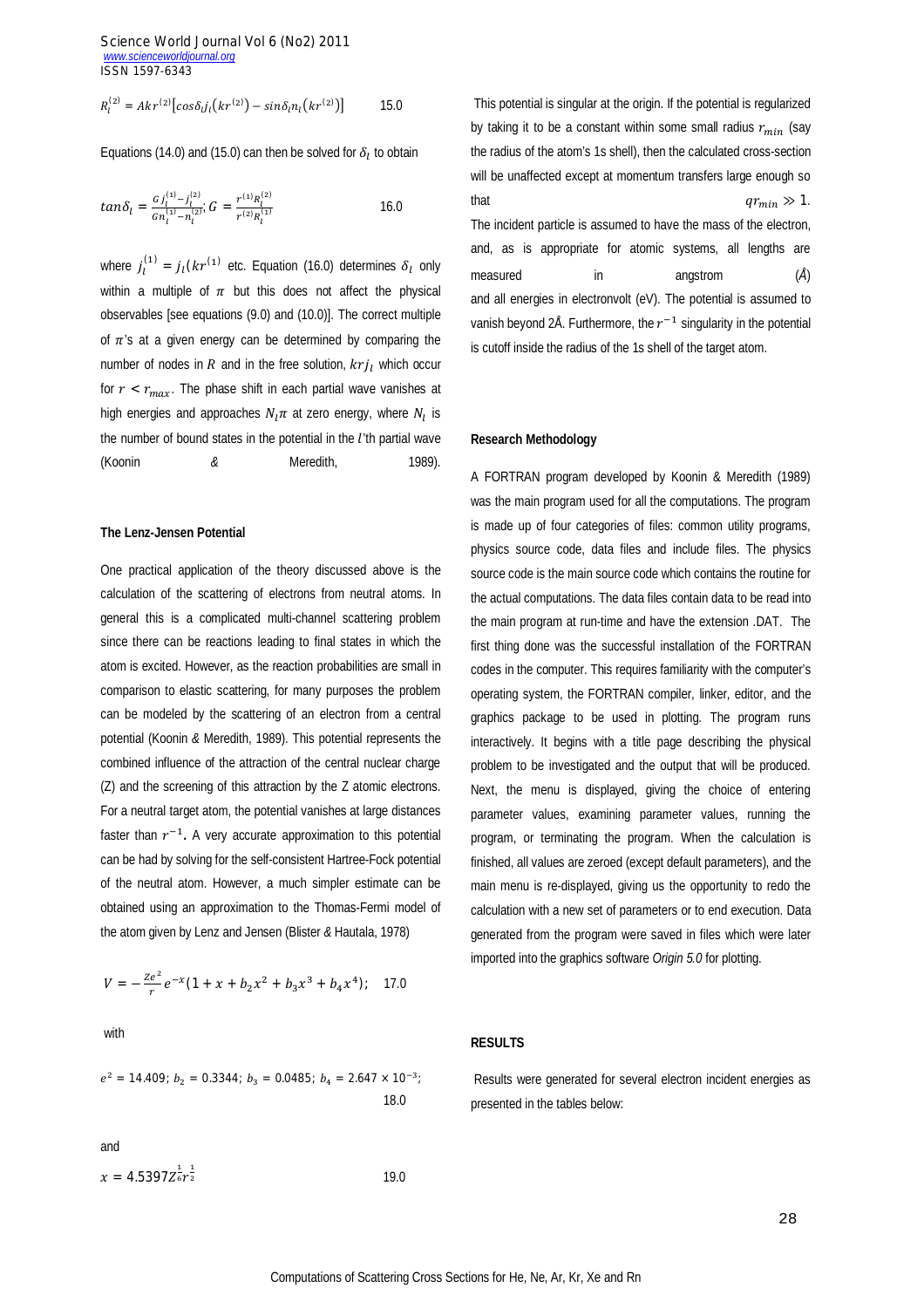$$R_l^{(2)} = Akr^{(2)}\left[\cos\delta_l j_l\left(kr^{(2)}\right) - \sin\delta_l n_l\left(kr^{(2)}\right)\right] \qquad 15.0$$

Equations (14.0) and (15.0) can then be solved for $\delta_l$ to obtain

$$\tan\delta_l = \frac{G j_l^{(1)} - j_l^{(2)}}{G n_l^{(1)} - n_l^{(2)}};\ G = \frac{r^{(1)} R_l^{(2)}}{r^{(2)} R_l^{(1)}} \qquad 16.0$$

where $j_l^{(1)} = j_l(kr^{(1)})$ etc. Equation (16.0) determines $\delta_l$ only within a multiple of $\pi$ but this does not affect the physical observables [see equations (9.0) and (10.0)]. The correct multiple of $\pi$'s at a given energy can be determined by comparing the number of nodes in $R$ and in the free solution, $krj_l$ which occur for $r < r_{max}$. The phase shift in each partial wave vanishes at high energies and approaches $N_l\pi$ at zero energy, where $N_l$ is the number of bound states in the potential in the $l$'th partial wave (Koonin & Meredith, 1989).

### The Lenz-Jensen Potential

One practical application of the theory discussed above is the calculation of the scattering of electrons from neutral atoms. In general this is a complicated multi-channel scattering problem since there can be reactions leading to final states in which the atom is excited. However, as the reaction probabilities are small in comparison to elastic scattering, for many purposes the problem can be modeled by the scattering of an electron from a central potential (Koonin & Meredith, 1989). This potential represents the combined influence of the attraction of the central nuclear charge (Z) and the screening of this attraction by the Z atomic electrons. For a neutral target atom, the potential vanishes at large distances faster than $r^{-1}$. A very accurate approximation to this potential can be had by solving for the self-consistent Hartree-Fock potential of the neutral atom. However, a much simpler estimate can be obtained using an approximation to the Thomas-Fermi model of the atom given by Lenz and Jensen (Blister & Hautala, 1978)

$$V = -\frac{Ze^2}{r}e^{-x}(1 + x + b_2x^2 + b_3x^3 + b_4x^4); \qquad 17.0$$

with

$$e^2 = 14.409;\ b_2 = 0.3344;\ b_3 = 0.0485;\ b_4 = 2.647 \times 10^{-3}; \qquad 18.0$$

and

$$x = 4.5397Z^{\frac{1}{6}}r^{\frac{1}{2}} \qquad 19.0$$

This potential is singular at the origin. If the potential is regularized by taking it to be a constant within some small radius $r_{min}$ (say the radius of the atom's 1s shell), then the calculated cross-section will be unaffected except at momentum transfers large enough so that $qr_{min} \gg 1$. The incident particle is assumed to have the mass of the electron, and, as is appropriate for atomic systems, all lengths are measured in angstrom (Å) and all energies in electronvolt (eV). The potential is assumed to vanish beyond 2Å. Furthermore, the $r^{-1}$ singularity in the potential is cutoff inside the radius of the 1s shell of the target atom.

### Research Methodology

A FORTRAN program developed by Koonin & Meredith (1989) was the main program used for all the computations. The program is made up of four categories of files: common utility programs, physics source code, data files and include files. The physics source code is the main source code which contains the routine for the actual computations. The data files contain data to be read into the main program at run-time and have the extension .DAT. The first thing done was the successful installation of the FORTRAN codes in the computer. This requires familiarity with the computer's operating system, the FORTRAN compiler, linker, editor, and the graphics package to be used in plotting. The program runs interactively. It begins with a title page describing the physical problem to be investigated and the output that will be produced. Next, the menu is displayed, giving the choice of entering parameter values, examining parameter values, running the program, or terminating the program. When the calculation is finished, all values are zeroed (except default parameters), and the main menu is re-displayed, giving us the opportunity to redo the calculation with a new set of parameters or to end execution. Data generated from the program were saved in files which were later imported into the graphics software *Origin 5.0* for plotting.

## RESULTS

Results were generated for several electron incident energies as presented in the tables below: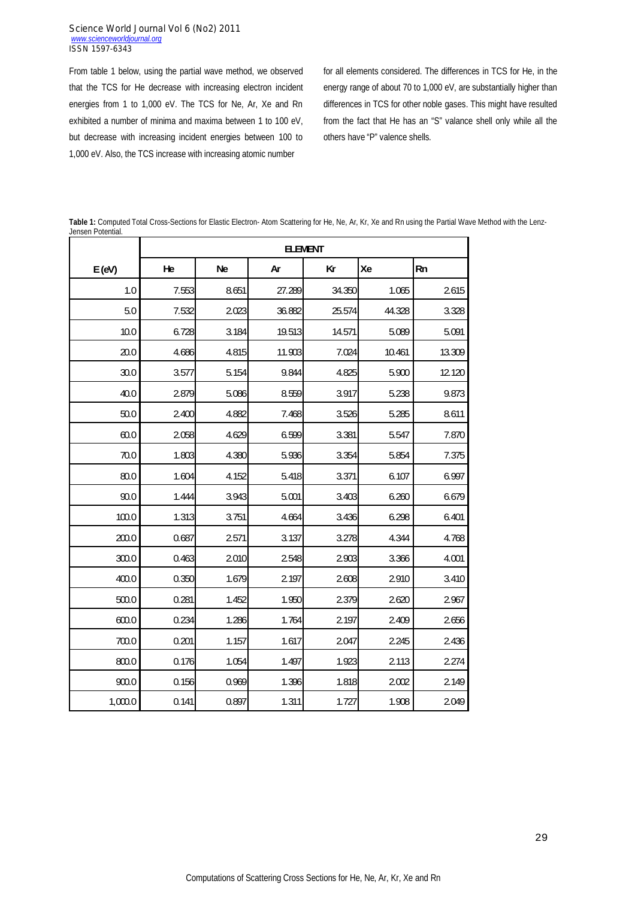From table 1 below, using the partial wave method, we observed that the TCS for He decrease with increasing electron incident energies from 1 to 1,000 eV. The TCS for Ne, Ar, Xe and Rn exhibited a number of minima and maxima between 1 to 100 eV, but decrease with increasing incident energies between 100 to 1,000 eV. Also, the TCS increase with increasing atomic number for all elements considered. The differences in TCS for He, in the energy range of about 70 to 1,000 eV, are substantially higher than differences in TCS for other noble gases. This might have resulted from the fact that He has an "S" valance shell only while all the others have "P" valence shells.

**Table 1:** Computed Total Cross-Sections for Elastic Electron- Atom Scattering for He, Ne, Ar, Kr, Xe and Rn using the Partial Wave Method with the Lenz-Jensen Potential.

| | ELEMENT | | | | | |
|---|---|---|---|---|---|---|
| E (eV) | He | Ne | Ar | Kr | Xe | Rn |
| 1.0 | 7.553 | 8.651 | 27.289 | 34.350 | 1.065 | 2.615 |
| 5.0 | 7.532 | 2.023 | 36.882 | 25.574 | 44.328 | 3.328 |
| 10.0 | 6.728 | 3.184 | 19.513 | 14.571 | 5.089 | 5.091 |
| 20.0 | 4.686 | 4.815 | 11.903 | 7.024 | 10.461 | 13.309 |
| 30.0 | 3.577 | 5.154 | 9.844 | 4.825 | 5.900 | 12.120 |
| 40.0 | 2.879 | 5.086 | 8.559 | 3.917 | 5.238 | 9.873 |
| 50.0 | 2.400 | 4.882 | 7.468 | 3.526 | 5.285 | 8.611 |
| 60.0 | 2.058 | 4.629 | 6.599 | 3.381 | 5.547 | 7.870 |
| 70.0 | 1.803 | 4.380 | 5.936 | 3.354 | 5.854 | 7.375 |
| 80.0 | 1.604 | 4.152 | 5.418 | 3.371 | 6.107 | 6.997 |
| 90.0 | 1.444 | 3.943 | 5.001 | 3.403 | 6.260 | 6.679 |
| 100.0 | 1.313 | 3.751 | 4.664 | 3.436 | 6.298 | 6.401 |
| 200.0 | 0.687 | 2.571 | 3.137 | 3.278 | 4.344 | 4.768 |
| 300.0 | 0.463 | 2.010 | 2.548 | 2.903 | 3.366 | 4.001 |
| 400.0 | 0.350 | 1.679 | 2.197 | 2.608 | 2.910 | 3.410 |
| 500.0 | 0.281 | 1.452 | 1.950 | 2.379 | 2.620 | 2.967 |
| 600.0 | 0.234 | 1.286 | 1.764 | 2.197 | 2.409 | 2.656 |
| 700.0 | 0.201 | 1.157 | 1.617 | 2.047 | 2.245 | 2.436 |
| 800.0 | 0.176 | 1.054 | 1.497 | 1.923 | 2.113 | 2.274 |
| 900.0 | 0.156 | 0.969 | 1.396 | 1.818 | 2.002 | 2.149 |
| 1,000.0 | 0.141 | 0.897 | 1.311 | 1.727 | 1.908 | 2.049 |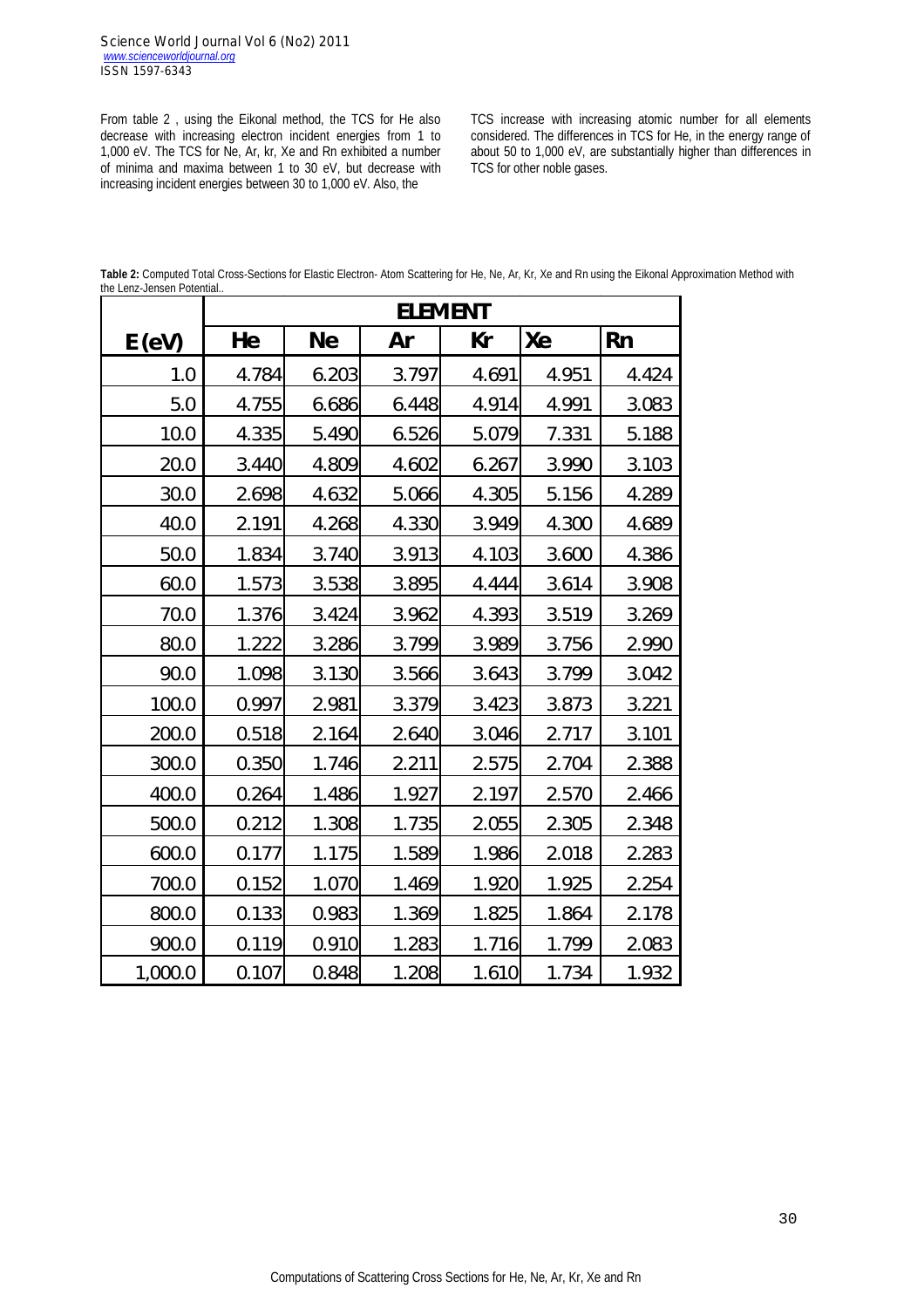From table 2 , using the Eikonal method, the TCS for He also decrease with increasing electron incident energies from 1 to 1,000 eV. The TCS for Ne, Ar, kr, Xe and Rn exhibited a number of minima and maxima between 1 to 30 eV, but decrease with increasing incident energies between 30 to 1,000 eV. Also, the TCS increase with increasing atomic number for all elements considered. The differences in TCS for He, in the energy range of about 50 to 1,000 eV, are substantially higher than differences in TCS for other noble gases.

**Table 2:** Computed Total Cross-Sections for Elastic Electron- Atom Scattering for He, Ne, Ar, Kr, Xe and Rn using the Eikonal Approximation Method with the Lenz-Jensen Potential..

| | ELEMENT | | | | | |
|---|---|---|---|---|---|---|
| E (eV) | He | Ne | Ar | Kr | Xe | Rn |
| 1.0 | 4.784 | 6.203 | 3.797 | 4.691 | 4.951 | 4.424 |
| 5.0 | 4.755 | 6.686 | 6.448 | 4.914 | 4.991 | 3.083 |
| 10.0 | 4.335 | 5.490 | 6.526 | 5.079 | 7.331 | 5.188 |
| 20.0 | 3.440 | 4.809 | 4.602 | 6.267 | 3.990 | 3.103 |
| 30.0 | 2.698 | 4.632 | 5.066 | 4.305 | 5.156 | 4.289 |
| 40.0 | 2.191 | 4.268 | 4.330 | 3.949 | 4.300 | 4.689 |
| 50.0 | 1.834 | 3.740 | 3.913 | 4.103 | 3.600 | 4.386 |
| 60.0 | 1.573 | 3.538 | 3.895 | 4.444 | 3.614 | 3.908 |
| 70.0 | 1.376 | 3.424 | 3.962 | 4.393 | 3.519 | 3.269 |
| 80.0 | 1.222 | 3.286 | 3.799 | 3.989 | 3.756 | 2.990 |
| 90.0 | 1.098 | 3.130 | 3.566 | 3.643 | 3.799 | 3.042 |
| 100.0 | 0.997 | 2.981 | 3.379 | 3.423 | 3.873 | 3.221 |
| 200.0 | 0.518 | 2.164 | 2.640 | 3.046 | 2.717 | 3.101 |
| 300.0 | 0.350 | 1.746 | 2.211 | 2.575 | 2.704 | 2.388 |
| 400.0 | 0.264 | 1.486 | 1.927 | 2.197 | 2.570 | 2.466 |
| 500.0 | 0.212 | 1.308 | 1.735 | 2.055 | 2.305 | 2.348 |
| 600.0 | 0.177 | 1.175 | 1.589 | 1.986 | 2.018 | 2.283 |
| 700.0 | 0.152 | 1.070 | 1.469 | 1.920 | 1.925 | 2.254 |
| 800.0 | 0.133 | 0.983 | 1.369 | 1.825 | 1.864 | 2.178 |
| 900.0 | 0.119 | 0.910 | 1.283 | 1.716 | 1.799 | 2.083 |
| 1,000.0 | 0.107 | 0.848 | 1.208 | 1.610 | 1.734 | 1.932 |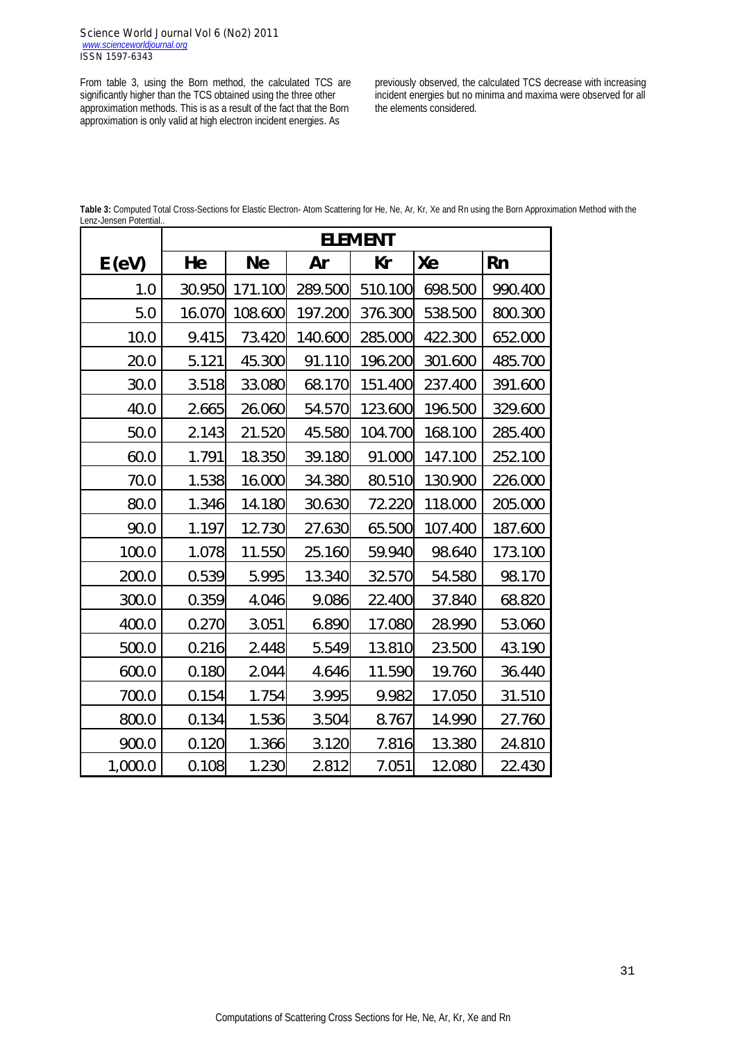From table 3, using the Born method, the calculated TCS are significantly higher than the TCS obtained using the three other approximation methods. This is as a result of the fact that the Born approximation is only valid at high electron incident energies. As previously observed, the calculated TCS decrease with increasing incident energies but no minima and maxima were observed for all the elements considered.

**Table 3:** Computed Total Cross-Sections for Elastic Electron- Atom Scattering for He, Ne, Ar, Kr, Xe and Rn using the Born Approximation Method with the Lenz-Jensen Potential..

| | ELEMENT | | | | | |
|---|---|---|---|---|---|---|
| **E (eV)** | **He** | **Ne** | **Ar** | **Kr** | **Xe** | **Rn** |
| 1.0 | 30.950 | 171.100 | 289.500 | 510.100 | 698.500 | 990.400 |
| 5.0 | 16.070 | 108.600 | 197.200 | 376.300 | 538.500 | 800.300 |
| 10.0 | 9.415 | 73.420 | 140.600 | 285.000 | 422.300 | 652.000 |
| 20.0 | 5.121 | 45.300 | 91.110 | 196.200 | 301.600 | 485.700 |
| 30.0 | 3.518 | 33.080 | 68.170 | 151.400 | 237.400 | 391.600 |
| 40.0 | 2.665 | 26.060 | 54.570 | 123.600 | 196.500 | 329.600 |
| 50.0 | 2.143 | 21.520 | 45.580 | 104.700 | 168.100 | 285.400 |
| 60.0 | 1.791 | 18.350 | 39.180 | 91.000 | 147.100 | 252.100 |
| 70.0 | 1.538 | 16.000 | 34.380 | 80.510 | 130.900 | 226.000 |
| 80.0 | 1.346 | 14.180 | 30.630 | 72.220 | 118.000 | 205.000 |
| 90.0 | 1.197 | 12.730 | 27.630 | 65.500 | 107.400 | 187.600 |
| 100.0 | 1.078 | 11.550 | 25.160 | 59.940 | 98.640 | 173.100 |
| 200.0 | 0.539 | 5.995 | 13.340 | 32.570 | 54.580 | 98.170 |
| 300.0 | 0.359 | 4.046 | 9.086 | 22.400 | 37.840 | 68.820 |
| 400.0 | 0.270 | 3.051 | 6.890 | 17.080 | 28.990 | 53.060 |
| 500.0 | 0.216 | 2.448 | 5.549 | 13.810 | 23.500 | 43.190 |
| 600.0 | 0.180 | 2.044 | 4.646 | 11.590 | 19.760 | 36.440 |
| 700.0 | 0.154 | 1.754 | 3.995 | 9.982 | 17.050 | 31.510 |
| 800.0 | 0.134 | 1.536 | 3.504 | 8.767 | 14.990 | 27.760 |
| 900.0 | 0.120 | 1.366 | 3.120 | 7.816 | 13.380 | 24.810 |
| 1,000.0 | 0.108 | 1.230 | 2.812 | 7.051 | 12.080 | 22.430 |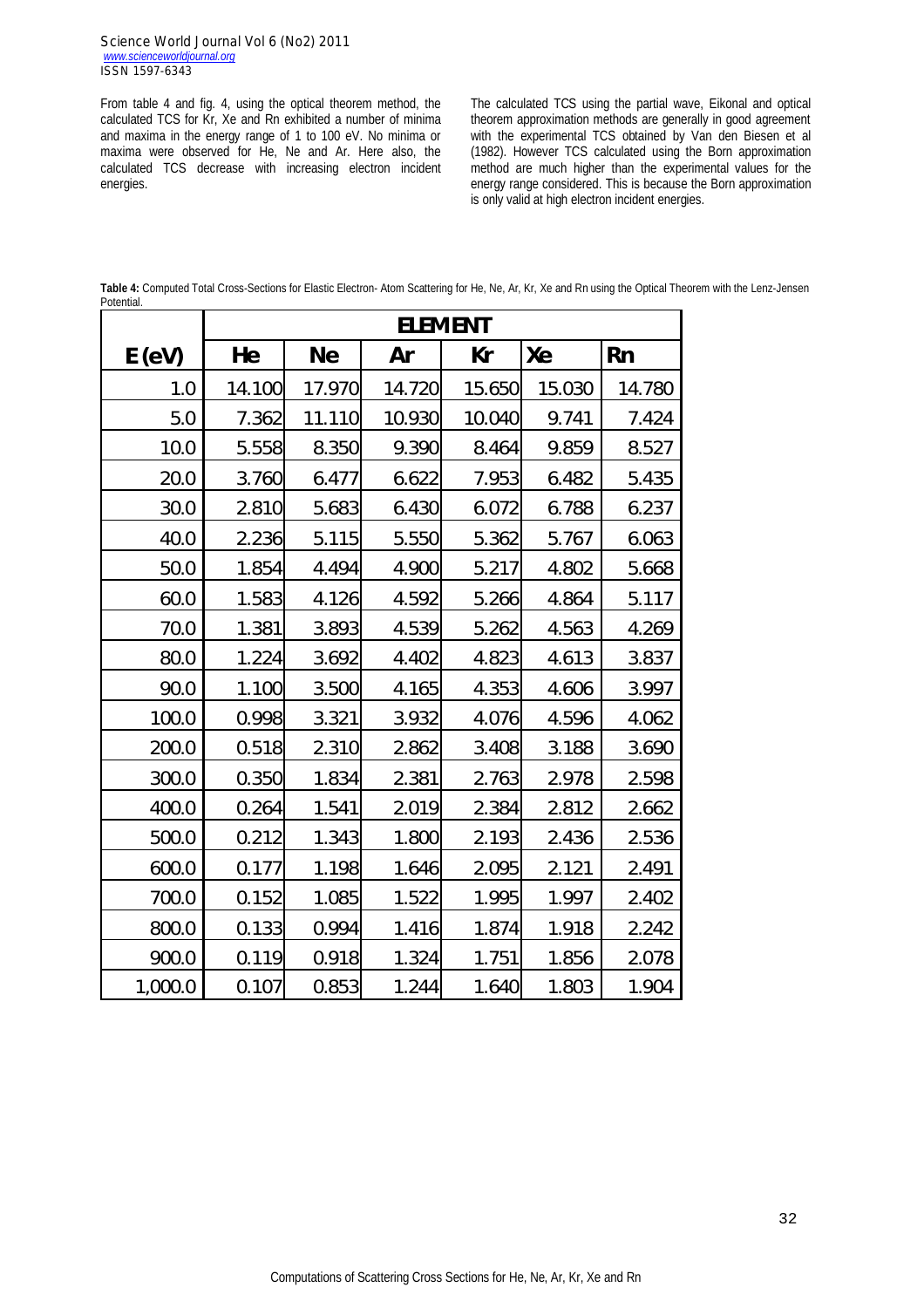From table 4 and fig. 4, using the optical theorem method, the calculated TCS for Kr, Xe and Rn exhibited a number of minima and maxima in the energy range of 1 to 100 eV. No minima or maxima were observed for He, Ne and Ar. Here also, the calculated TCS decrease with increasing electron incident energies.

The calculated TCS using the partial wave, Eikonal and optical theorem approximation methods are generally in good agreement with the experimental TCS obtained by Van den Biesen et al (1982). However TCS calculated using the Born approximation method are much higher than the experimental values for the energy range considered. This is because the Born approximation is only valid at high electron incident energies.

**Table 4:** Computed Total Cross-Sections for Elastic Electron- Atom Scattering for He, Ne, Ar, Kr, Xe and Rn using the Optical Theorem with the Lenz-Jensen Potential.

| | ELEMENT | | | | | |
|---|---|---|---|---|---|---|
| E (eV) | He | Ne | Ar | Kr | Xe | Rn |
| 1.0 | 14.100 | 17.970 | 14.720 | 15.650 | 15.030 | 14.780 |
| 5.0 | 7.362 | 11.110 | 10.930 | 10.040 | 9.741 | 7.424 |
| 10.0 | 5.558 | 8.350 | 9.390 | 8.464 | 9.859 | 8.527 |
| 20.0 | 3.760 | 6.477 | 6.622 | 7.953 | 6.482 | 5.435 |
| 30.0 | 2.810 | 5.683 | 6.430 | 6.072 | 6.788 | 6.237 |
| 40.0 | 2.236 | 5.115 | 5.550 | 5.362 | 5.767 | 6.063 |
| 50.0 | 1.854 | 4.494 | 4.900 | 5.217 | 4.802 | 5.668 |
| 60.0 | 1.583 | 4.126 | 4.592 | 5.266 | 4.864 | 5.117 |
| 70.0 | 1.381 | 3.893 | 4.539 | 5.262 | 4.563 | 4.269 |
| 80.0 | 1.224 | 3.692 | 4.402 | 4.823 | 4.613 | 3.837 |
| 90.0 | 1.100 | 3.500 | 4.165 | 4.353 | 4.606 | 3.997 |
| 100.0 | 0.998 | 3.321 | 3.932 | 4.076 | 4.596 | 4.062 |
| 200.0 | 0.518 | 2.310 | 2.862 | 3.408 | 3.188 | 3.690 |
| 300.0 | 0.350 | 1.834 | 2.381 | 2.763 | 2.978 | 2.598 |
| 400.0 | 0.264 | 1.541 | 2.019 | 2.384 | 2.812 | 2.662 |
| 500.0 | 0.212 | 1.343 | 1.800 | 2.193 | 2.436 | 2.536 |
| 600.0 | 0.177 | 1.198 | 1.646 | 2.095 | 2.121 | 2.491 |
| 700.0 | 0.152 | 1.085 | 1.522 | 1.995 | 1.997 | 2.402 |
| 800.0 | 0.133 | 0.994 | 1.416 | 1.874 | 1.918 | 2.242 |
| 900.0 | 0.119 | 0.918 | 1.324 | 1.751 | 1.856 | 2.078 |
| 1,000.0 | 0.107 | 0.853 | 1.244 | 1.640 | 1.803 | 1.904 |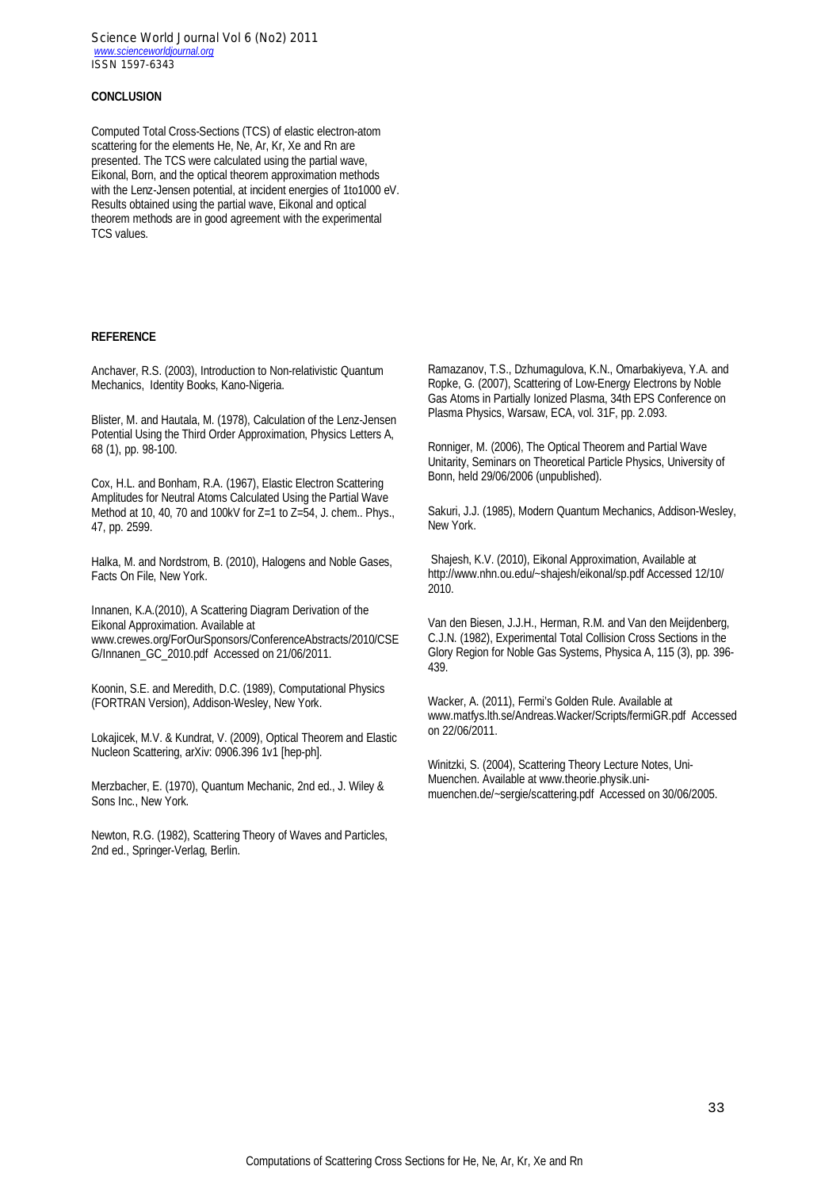## CONCLUSION

Computed Total Cross-Sections (TCS) of elastic electron-atom scattering for the elements He, Ne, Ar, Kr, Xe and Rn are presented. The TCS were calculated using the partial wave, Eikonal, Born, and the optical theorem approximation methods with the Lenz-Jensen potential, at incident energies of 1to1000 eV. Results obtained using the partial wave, Eikonal and optical theorem methods are in good agreement with the experimental TCS values.

## REFERENCE

Anchaver, R.S. (2003), Introduction to Non-relativistic Quantum Mechanics, Identity Books, Kano-Nigeria.

Blister, M. and Hautala, M. (1978), Calculation of the Lenz-Jensen Potential Using the Third Order Approximation, Physics Letters A, 68 (1), pp. 98-100.

Cox, H.L. and Bonham, R.A. (1967), Elastic Electron Scattering Amplitudes for Neutral Atoms Calculated Using the Partial Wave Method at 10, 40, 70 and 100kV for Z=1 to Z=54, J. chem.. Phys., 47, pp. 2599.

Halka, M. and Nordstrom, B. (2010), Halogens and Noble Gases, Facts On File, New York.

Innanen, K.A.(2010), A Scattering Diagram Derivation of the Eikonal Approximation. Available at www.crewes.org/ForOurSponsors/ConferenceAbstracts/2010/CSEG/Innanen_GC_2010.pdf Accessed on 21/06/2011.

Koonin, S.E. and Meredith, D.C. (1989), Computational Physics (FORTRAN Version), Addison-Wesley, New York.

Lokajicek, M.V. & Kundrat, V. (2009), Optical Theorem and Elastic Nucleon Scattering, arXiv: 0906.396 1v1 [hep-ph].

Merzbacher, E. (1970), Quantum Mechanic, 2nd ed., J. Wiley & Sons Inc., New York.

Newton, R.G. (1982), Scattering Theory of Waves and Particles, 2nd ed., Springer-Verlag, Berlin.

Ramazanov, T.S., Dzhumagulova, K.N., Omarbakiyeva, Y.A. and Ropke, G. (2007), Scattering of Low-Energy Electrons by Noble Gas Atoms in Partially Ionized Plasma, 34th EPS Conference on Plasma Physics, Warsaw, ECA, vol. 31F, pp. 2.093.

Ronniger, M. (2006), The Optical Theorem and Partial Wave Unitarity, Seminars on Theoretical Particle Physics, University of Bonn, held 29/06/2006 (unpublished).

Sakuri, J.J. (1985), Modern Quantum Mechanics, Addison-Wesley, New York.

Shajesh, K.V. (2010), Eikonal Approximation, Available at http://www.nhn.ou.edu/~shajesh/eikonal/sp.pdf Accessed 12/10/2010.

Van den Biesen, J.J.H., Herman, R.M. and Van den Meijdenberg, C.J.N. (1982), Experimental Total Collision Cross Sections in the Glory Region for Noble Gas Systems, Physica A, 115 (3), pp. 396-439.

Wacker, A. (2011), Fermi's Golden Rule. Available at www.matfys.lth.se/Andreas.Wacker/Scripts/fermiGR.pdf Accessed on 22/06/2011.

Winitzki, S. (2004), Scattering Theory Lecture Notes, Uni-Muenchen. Available at www.theorie.physik.uni-muenchen.de/~sergie/scattering.pdf Accessed on 30/06/2005.